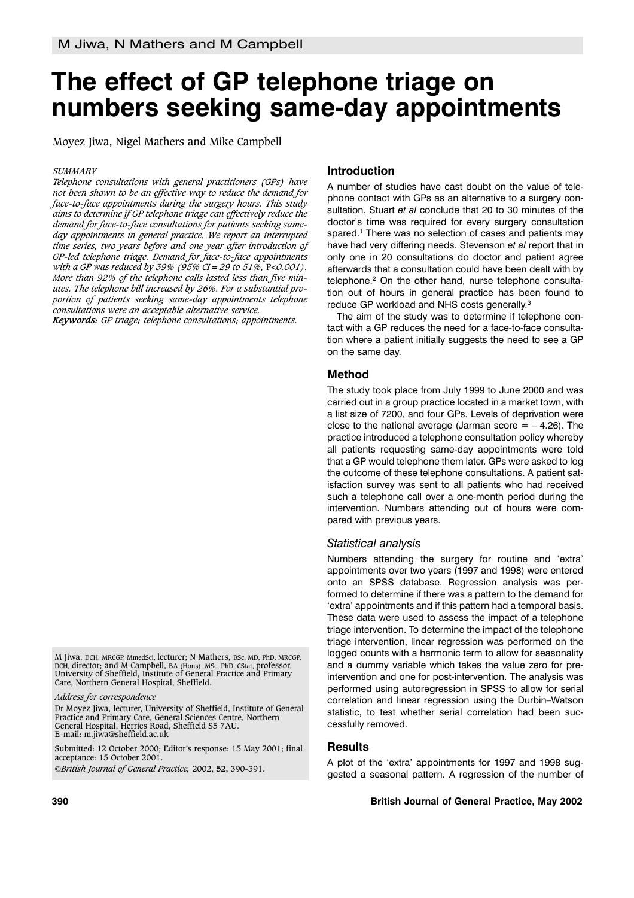# The effect of GP telephone triage on numbers seeking same-day appointments

Moyez Jiwa, Nigel Mathers and Mike Campbell

*SUMMARY*

*Telephone consultations with general practitioners (GPs) have not been shown to be an effective way to reduce the demand for face-to-face appointments during the surgery hours. This study aims to determine if GP telephone triage can effectively reduce the demand for face-to-face consultations for patients seeking same-day appointments in general practice. We report an interrupted time series, two years before and one year after introduction of GP-led telephone triage. Demand for face-to-face appointments with a GP was reduced by 39% (95% CI = 29 to 51%, P<0.001). More than 92% of the telephone calls lasted less than five minutes. The telephone bill increased by 26%. For a substantial proportion of patients seeking same-day appointments telephone consultations were an acceptable alternative service.*

***Keywords:*** *GP triage; telephone consultations; appointments.*

M Jiwa, DCH, MRCGP, MmedSci, lecturer; N Mathers, BSc, MD, PhD, MRCGP, DCH, director; and M Campbell, BA (Hons), MSc, PhD, CStat, professor, University of Sheffield, Institute of General Practice and Primary Care, Northern General Hospital, Sheffield.

*Address for correspondence*

Dr Moyez Jiwa, lecturer, University of Sheffield, Institute of General Practice and Primary Care, General Sciences Centre, Northern General Hospital, Herries Road, Sheffield S5 7AU. E-mail: m.jiwa@sheffield.ac.uk

Submitted: 12 October 2000; Editor's response: 15 May 2001; final acceptance: 15 October 2001.

©*British Journal of General Practice,* 2002, **52,** 390-391.

## Introduction

A number of studies have cast doubt on the value of telephone contact with GPs as an alternative to a surgery consultation. Stuart *et al* conclude that 20 to 30 minutes of the doctor's time was required for every surgery consultation spared.[1] There was no selection of cases and patients may have had very differing needs. Stevenson *et al* report that in only one in 20 consultations do doctor and patient agree afterwards that a consultation could have been dealt with by telephone.[2] On the other hand, nurse telephone consultation out of hours in general practice has been found to reduce GP workload and NHS costs generally.[3]

The aim of the study was to determine if telephone contact with a GP reduces the need for a face-to-face consultation where a patient initially suggests the need to see a GP on the same day.

## Method

The study took place from July 1999 to June 2000 and was carried out in a group practice located in a market town, with a list size of 7200, and four GPs. Levels of deprivation were close to the national average (Jarman score = − 4.26). The practice introduced a telephone consultation policy whereby all patients requesting same-day appointments were told that a GP would telephone them later. GPs were asked to log the outcome of these telephone consultations. A patient satisfaction survey was sent to all patients who had received such a telephone call over a one-month period during the intervention. Numbers attending out of hours were compared with previous years.

### Statistical analysis

Numbers attending the surgery for routine and 'extra' appointments over two years (1997 and 1998) were entered onto an SPSS database. Regression analysis was performed to determine if there was a pattern to the demand for 'extra' appointments and if this pattern had a temporal basis. These data were used to assess the impact of a telephone triage intervention. To determine the impact of the telephone triage intervention, linear regression was performed on the logged counts with a harmonic term to allow for seasonality and a dummy variable which takes the value zero for pre-intervention and one for post-intervention. The analysis was performed using autoregression in SPSS to allow for serial correlation and linear regression using the Durbin–Watson statistic, to test whether serial correlation had been successfully removed.

## Results

A plot of the 'extra' appointments for 1997 and 1998 suggested a seasonal pattern. A regression of the number of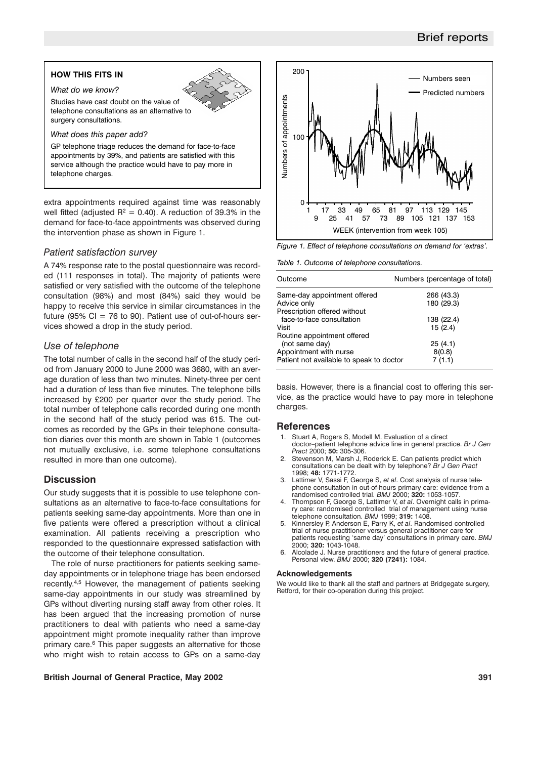**HOW THIS FITS IN**

*What do we know?*

Studies have cast doubt on the value of telephone consultations as an alternative to surgery consultations.

*What does this paper add?*

GP telephone triage reduces the demand for face-to-face appointments by 39%, and patients are satisfied with this service although the practice would have to pay more in telephone charges.

extra appointments required against time was reasonably well fitted (adjusted $R^2 = 0.40$). A reduction of 39.3% in the demand for face-to-face appointments was observed during the intervention phase as shown in Figure 1.

### *Patient satisfaction survey*

A 74% response rate to the postal questionnaire was recorded (111 responses in total). The majority of patients were satisfied or very satisfied with the outcome of the telephone consultation (98%) and most (84%) said they would be happy to receive this service in similar circumstances in the future (95% CI = 76 to 90). Patient use of out-of-hours services showed a drop in the study period.

### *Use of telephone*

The total number of calls in the second half of the study period from January 2000 to June 2000 was 3680, with an average duration of less than two minutes. Ninety-three per cent had a duration of less than five minutes. The telephone bills increased by £200 per quarter over the study period. The total number of telephone calls recorded during one month in the second half of the study period was 615. The outcomes as recorded by the GPs in their telephone consultation diaries over this month are shown in Table 1 (outcomes not mutually exclusive, i.e. some telephone consultations resulted in more than one outcome).

## Discussion

Our study suggests that it is possible to use telephone consultations as an alternative to face-to-face consultations for patients seeking same-day appointments. More than one in five patients were offered a prescription without a clinical examination. All patients receiving a prescription who responded to the questionnaire expressed satisfaction with the outcome of their telephone consultation.

The role of nurse practitioners for patients seeking same-day appointments or in telephone triage has been endorsed recently.[4,5] However, the management of patients seeking same-day appointments in our study was streamlined by GPs without diverting nursing staff away from other roles. It has been argued that the increasing promotion of nurse practitioners to deal with patients who need a same-day appointment might promote inequality rather than improve primary care.[6] This paper suggests an alternative for those who might wish to retain access to GPs on a same-day basis. However, there is a financial cost to offering this service, as the practice would have to pay more in telephone charges.

200
100
0
Numbers of appointments
1 9 17 25 33 41 49 57 65 73 81 89 97 105 113 121 129 137 145 153
WEEK (intervention from week 105)
Numbers seen
Predicted numbers

*Figure 1. Effect of telephone consultations on demand for 'extras'.*

*Table 1. Outcome of telephone consultations.*

| Outcome | Numbers (percentage of total) |
|---|---|
| Same-day appointment offered | 266 (43.3) |
| Advice only | 180 (29.3) |
| Prescription offered without face-to-face consultation | 138 (22.4) |
| Visit | 15 (2.4) |
| Routine appointment offered (not same day) | 25 (4.1) |
| Appointment with nurse | 8(0.8) |
| Patient not available to speak to doctor | 7 (1.1) |

## References

1. Stuart A, Rogers S, Modell M. Evaluation of a direct doctor–patient telephone advice line in general practice. *Br J Gen Pract* 2000; **50:** 305-306.
2. Stevenson M, Marsh J, Roderick E. Can patients predict which consultations can be dealt with by telephone? *Br J Gen Pract* 1998; **48:** 1771-1772.
3. Lattimer V, Sassi F, George S, *et al*. Cost analysis of nurse telephone consultation in out-of-hours primary care: evidence from a randomised controlled trial. *BMJ* 2000; **320:** 1053-1057.
4. Thompson F, George S, Lattimer V, *et al*. Overnight calls in primary care: randomised controlled trial of management using nurse telephone consultation. *BMJ* 1999; **319:** 1408.
5. Kinnersley P, Anderson E, Parry K, *et al*. Randomised controlled trial of nurse practitioner versus general practitioner care for patients requesting 'same day' consultations in primary care. *BMJ* 2000; **320:** 1043-1048.
6. Alcolade J. Nurse practitioners and the future of general practice. Personal view. *BMJ* 2000; **320 (7241):** 1084.

#### Acknowledgements

We would like to thank all the staff and partners at Bridgegate surgery, Retford, for their co-operation during this project.